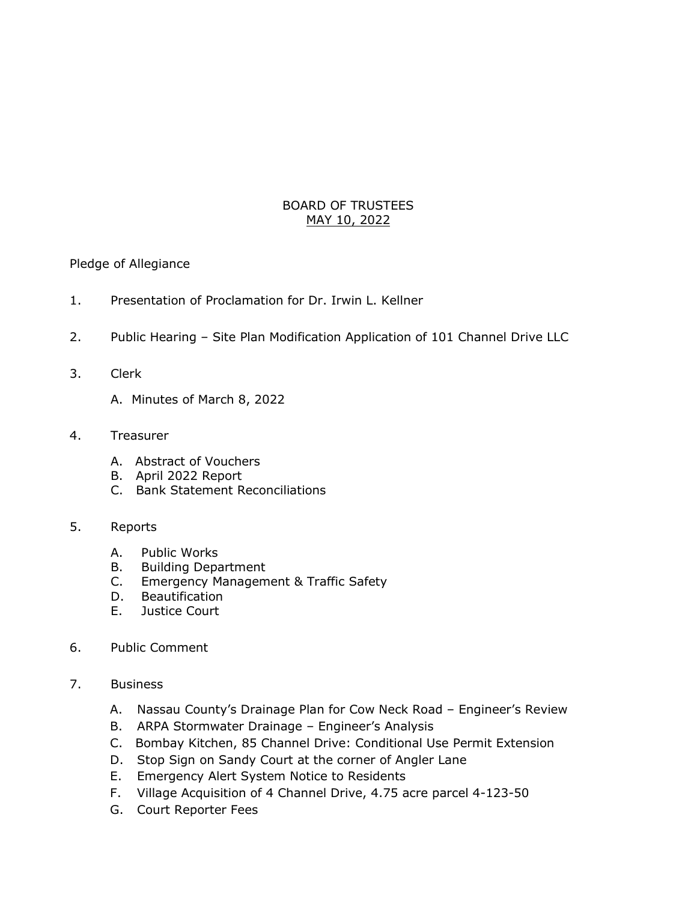# BOARD OF TRUSTEES

## MAY 10, 2022

Pledge of Allegiance

1. Presentation of Proclamation for Dr. Irwin L. Kellner

2. Public Hearing – Site Plan Modification Application of 101 Channel Drive LLC

3. Clerk

   A. Minutes of March 8, 2022

4. Treasurer

   A. Abstract of Vouchers
   B. April 2022 Report
   C. Bank Statement Reconciliations

5. Reports

   A. Public Works
   B. Building Department
   C. Emergency Management & Traffic Safety
   D. Beautification
   E. Justice Court

6. Public Comment

7. Business

   A. Nassau County's Drainage Plan for Cow Neck Road – Engineer's Review
   B. ARPA Stormwater Drainage – Engineer's Analysis
   C. Bombay Kitchen, 85 Channel Drive: Conditional Use Permit Extension
   D. Stop Sign on Sandy Court at the corner of Angler Lane
   E. Emergency Alert System Notice to Residents
   F. Village Acquisition of 4 Channel Drive, 4.75 acre parcel 4-123-50
   G. Court Reporter Fees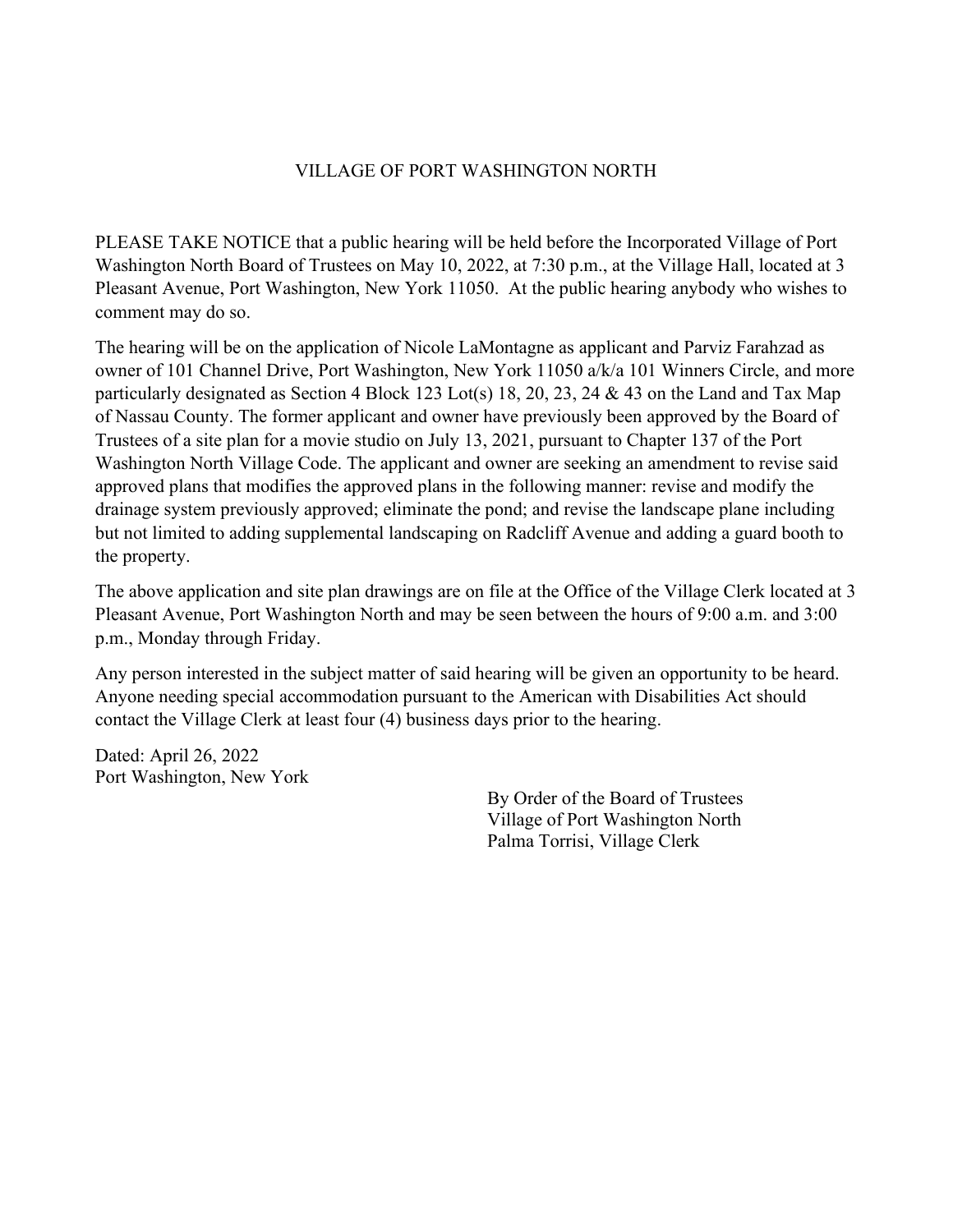# VILLAGE OF PORT WASHINGTON NORTH

PLEASE TAKE NOTICE that a public hearing will be held before the Incorporated Village of Port Washington North Board of Trustees on May 10, 2022, at 7:30 p.m., at the Village Hall, located at 3 Pleasant Avenue, Port Washington, New York 11050. At the public hearing anybody who wishes to comment may do so.

The hearing will be on the application of Nicole LaMontagne as applicant and Parviz Farahzad as owner of 101 Channel Drive, Port Washington, New York 11050 a/k/a 101 Winners Circle, and more particularly designated as Section 4 Block 123 Lot(s) 18, 20, 23, 24 & 43 on the Land and Tax Map of Nassau County. The former applicant and owner have previously been approved by the Board of Trustees of a site plan for a movie studio on July 13, 2021, pursuant to Chapter 137 of the Port Washington North Village Code. The applicant and owner are seeking an amendment to revise said approved plans that modifies the approved plans in the following manner: revise and modify the drainage system previously approved; eliminate the pond; and revise the landscape plane including but not limited to adding supplemental landscaping on Radcliff Avenue and adding a guard booth to the property.

The above application and site plan drawings are on file at the Office of the Village Clerk located at 3 Pleasant Avenue, Port Washington North and may be seen between the hours of 9:00 a.m. and 3:00 p.m., Monday through Friday.

Any person interested in the subject matter of said hearing will be given an opportunity to be heard. Anyone needing special accommodation pursuant to the American with Disabilities Act should contact the Village Clerk at least four (4) business days prior to the hearing.

Dated: April 26, 2022
Port Washington, New York

By Order of the Board of Trustees
Village of Port Washington North
Palma Torrisi, Village Clerk